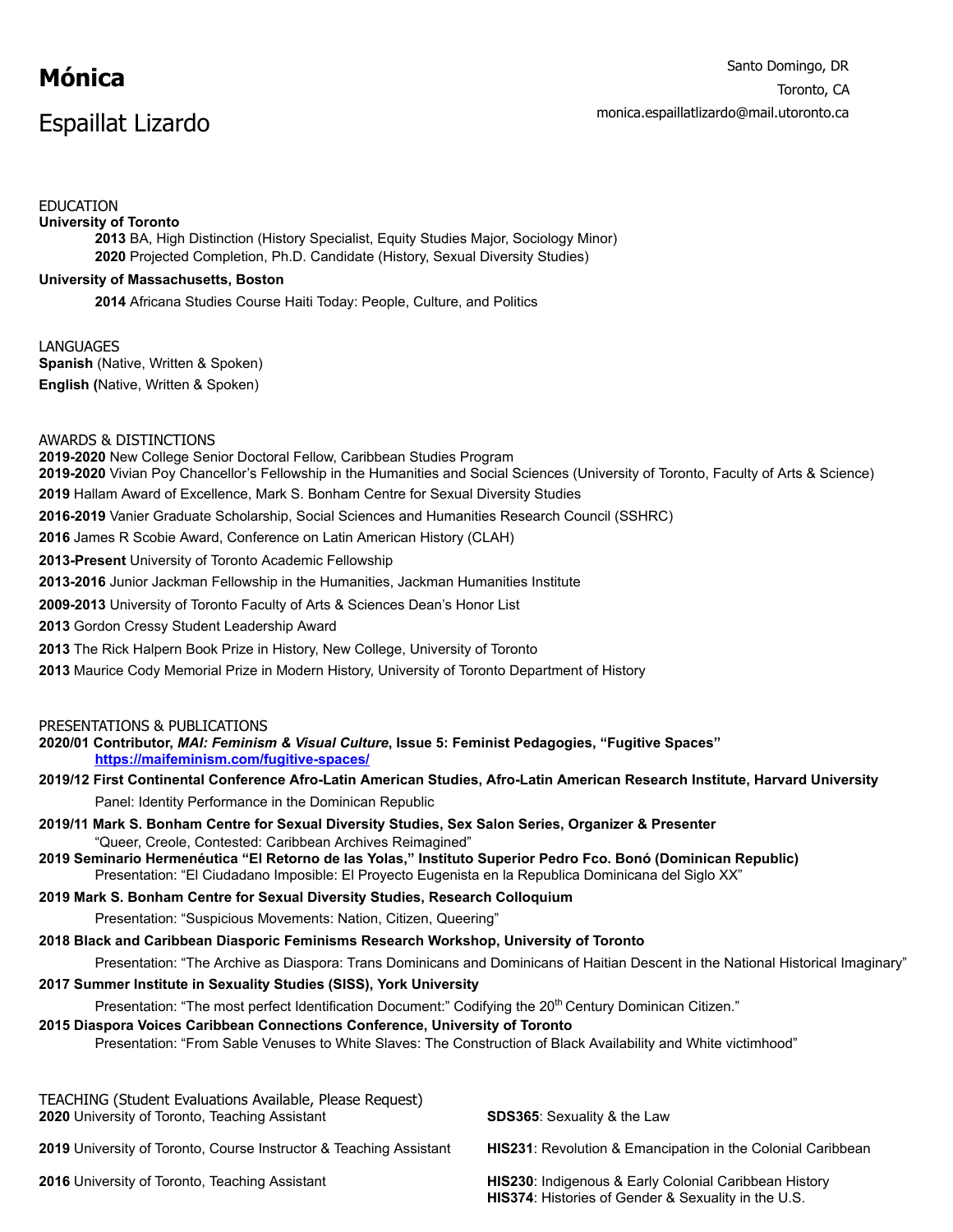# **Mónica**

# Espaillat Lizardo

Santo Domingo, DR
Toronto, CA
monica.espaillatlizardo@mail.utoronto.ca

## EDUCATION

**University of Toronto**

**2013** BA, High Distinction (History Specialist, Equity Studies Major, Sociology Minor)
**2020** Projected Completion, Ph.D. Candidate (History, Sexual Diversity Studies)

**University of Massachusetts, Boston**

**2014** Africana Studies Course Haiti Today: People, Culture, and Politics

## LANGUAGES

**Spanish** (Native, Written & Spoken)
**English (**Native, Written & Spoken)

## AWARDS & DISTINCTIONS

**2019-2020** New College Senior Doctoral Fellow, Caribbean Studies Program
**2019-2020** Vivian Poy Chancellor's Fellowship in the Humanities and Social Sciences (University of Toronto, Faculty of Arts & Science)
**2019** Hallam Award of Excellence, Mark S. Bonham Centre for Sexual Diversity Studies
**2016-2019** Vanier Graduate Scholarship, Social Sciences and Humanities Research Council (SSHRC)
**2016** James R Scobie Award, Conference on Latin American History (CLAH)
**2013-Present** University of Toronto Academic Fellowship
**2013-2016** Junior Jackman Fellowship in the Humanities, Jackman Humanities Institute
**2009-2013** University of Toronto Faculty of Arts & Sciences Dean's Honor List
**2013** Gordon Cressy Student Leadership Award
**2013** The Rick Halpern Book Prize in History, New College, University of Toronto
**2013** Maurice Cody Memorial Prize in Modern History, University of Toronto Department of History

## PRESENTATIONS & PUBLICATIONS

**2020/01 Contributor, *MAI: Feminism & Visual Culture*, Issue 5: Feminist Pedagogies, "Fugitive Spaces"**
**https://maifeminism.com/fugitive-spaces/**

**2019/12 First Continental Conference Afro-Latin American Studies, Afro-Latin American Research Institute, Harvard University**
Panel: Identity Performance in the Dominican Republic

**2019/11 Mark S. Bonham Centre for Sexual Diversity Studies, Sex Salon Series, Organizer & Presenter**
"Queer, Creole, Contested: Caribbean Archives Reimagined"

**2019 Seminario Hermenéutica "El Retorno de las Yolas," Instituto Superior Pedro Fco. Bonó (Dominican Republic)**
Presentation: "El Ciudadano Imposible: El Proyecto Eugenista en la Republica Dominicana del Siglo XX"

**2019 Mark S. Bonham Centre for Sexual Diversity Studies, Research Colloquium**
Presentation: "Suspicious Movements: Nation, Citizen, Queering"

**2018 Black and Caribbean Diasporic Feminisms Research Workshop, University of Toronto**
Presentation: "The Archive as Diaspora: Trans Dominicans and Dominicans of Haitian Descent in the National Historical Imaginary"

**2017 Summer Institute in Sexuality Studies (SISS), York University**
Presentation: "The most perfect Identification Document:" Codifying the 20th Century Dominican Citizen."

**2015 Diaspora Voices Caribbean Connections Conference, University of Toronto**
Presentation: "From Sable Venuses to White Slaves: The Construction of Black Availability and White victimhood"

## TEACHING (Student Evaluations Available, Please Request)

**2020** University of Toronto, Teaching Assistant — **SDS365**: Sexuality & the Law

**2019** University of Toronto, Course Instructor & Teaching Assistant — **HIS231**: Revolution & Emancipation in the Colonial Caribbean

**2016** University of Toronto, Teaching Assistant — **HIS230**: Indigenous & Early Colonial Caribbean History; **HIS374**: Histories of Gender & Sexuality in the U.S.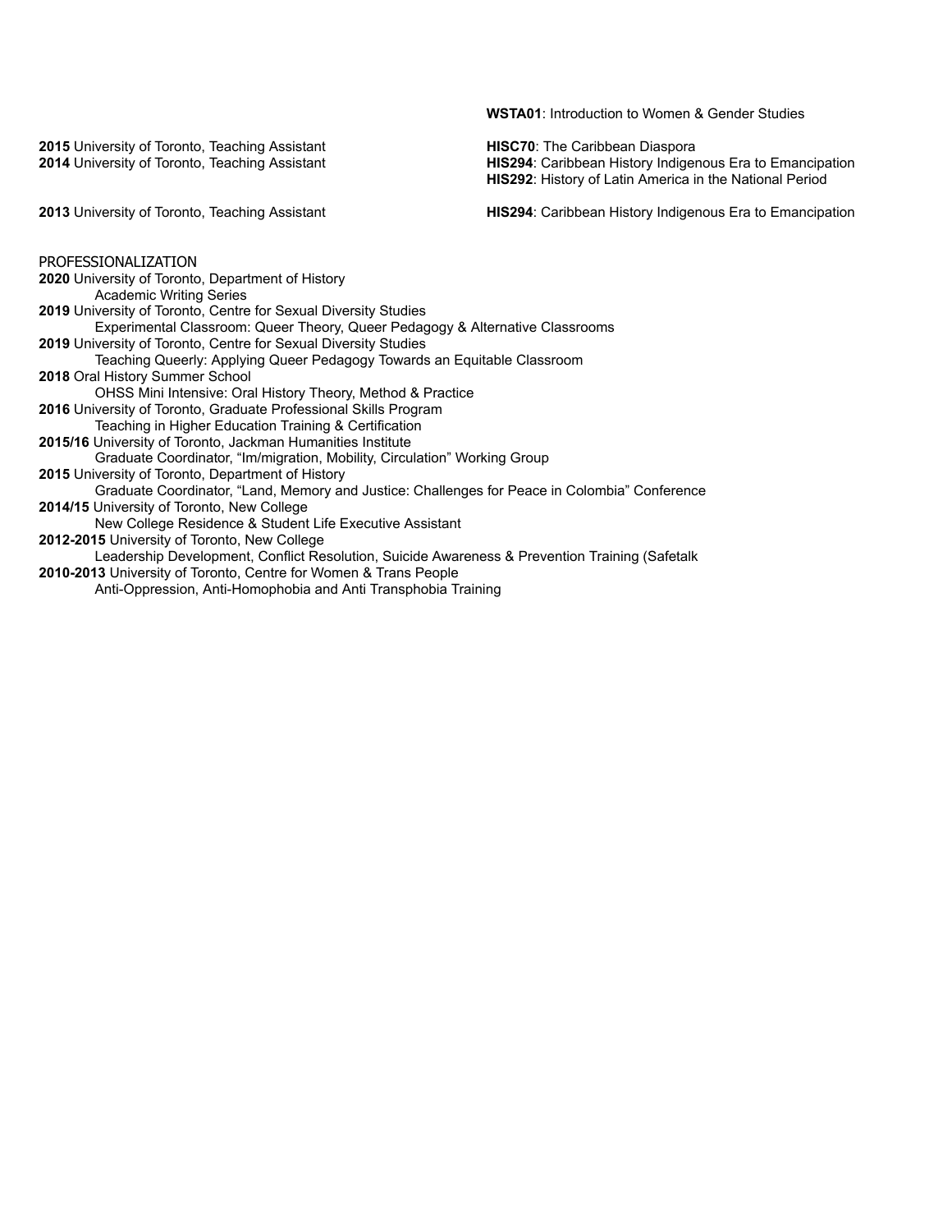| | |
|---|---|
| | **WSTA01**: Introduction to Women & Gender Studies |
| **2015** University of Toronto, Teaching Assistant | **HISC70**: The Caribbean Diaspora |
| **2014** University of Toronto, Teaching Assistant | **HIS294**: Caribbean History Indigenous Era to Emancipation<br>**HIS292**: History of Latin America in the National Period |
| **2013** University of Toronto, Teaching Assistant | **HIS294**: Caribbean History Indigenous Era to Emancipation |

## PROFESSIONALIZATION

**2020** University of Toronto, Department of History
    Academic Writing Series

**2019** University of Toronto, Centre for Sexual Diversity Studies
    Experimental Classroom: Queer Theory, Queer Pedagogy & Alternative Classrooms

**2019** University of Toronto, Centre for Sexual Diversity Studies
    Teaching Queerly: Applying Queer Pedagogy Towards an Equitable Classroom

**2018** Oral History Summer School
    OHSS Mini Intensive: Oral History Theory, Method & Practice

**2016** University of Toronto, Graduate Professional Skills Program
    Teaching in Higher Education Training & Certification

**2015/16** University of Toronto, Jackman Humanities Institute
    Graduate Coordinator, "Im/migration, Mobility, Circulation" Working Group

**2015** University of Toronto, Department of History
    Graduate Coordinator, "Land, Memory and Justice: Challenges for Peace in Colombia" Conference

**2014/15** University of Toronto, New College
    New College Residence & Student Life Executive Assistant

**2012-2015** University of Toronto, New College
    Leadership Development, Conflict Resolution, Suicide Awareness & Prevention Training (Safetalk

**2010-2013** University of Toronto, Centre for Women & Trans People
    Anti-Oppression, Anti-Homophobia and Anti Transphobia Training